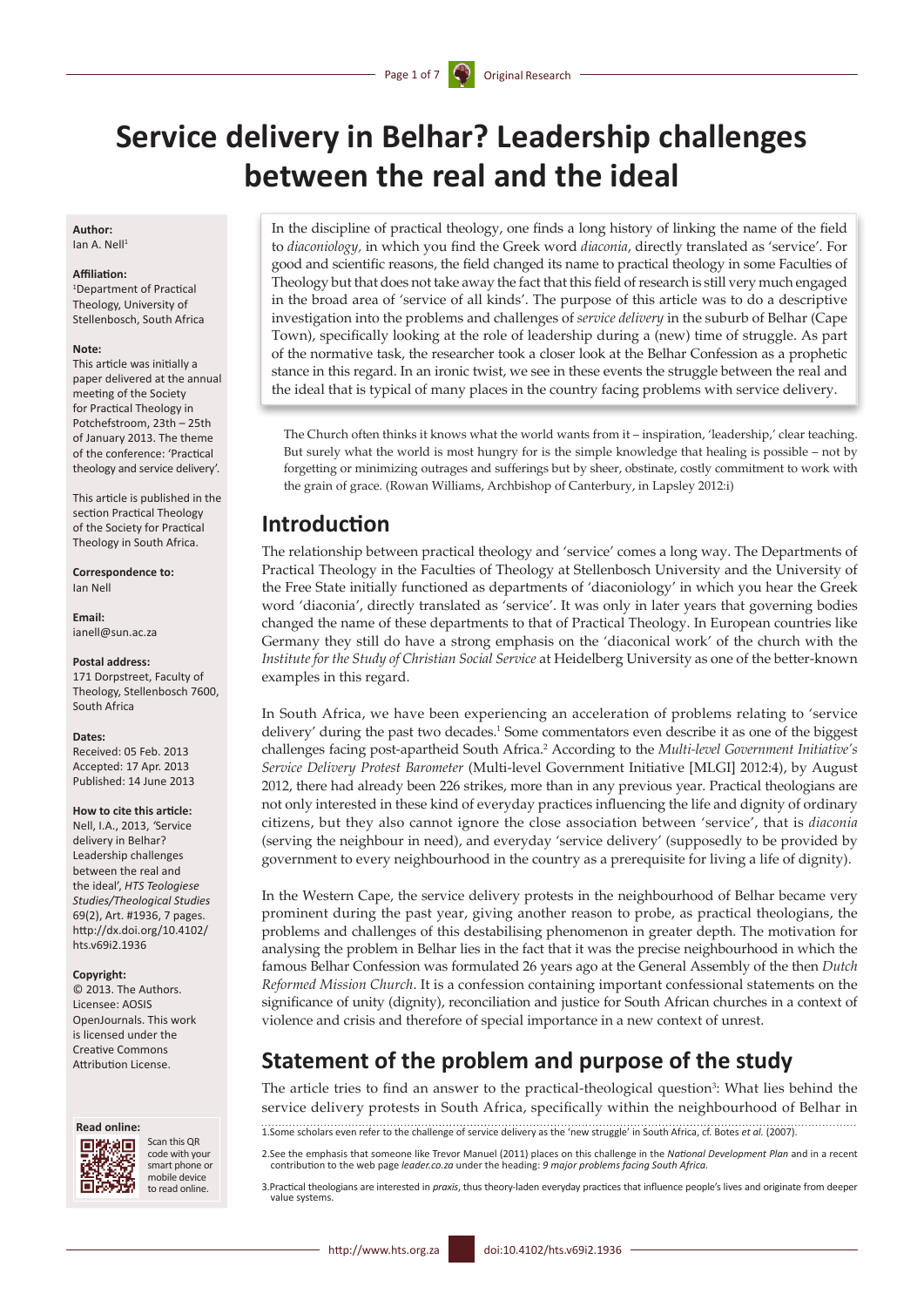# Service delivery in Belhar? Leadership challenges between the real and the ideal

**Author:**
Ian A. Nell[1]

**Affiliation:**
[1]Department of Practical Theology, University of Stellenbosch, South Africa

**Note:**
This article was initially a paper delivered at the annual meeting of the Society for Practical Theology in Potchefstroom, 23th – 25th of January 2013. The theme of the conference: 'Practical theology and service delivery'.

This article is published in the section Practical Theology of the Society for Practical Theology in South Africa.

**Correspondence to:**
Ian Nell

**Email:**
ianell@sun.ac.za

**Postal address:**
171 Dorpstreet, Faculty of Theology, Stellenbosch 7600, South Africa

**Dates:**
Received: 05 Feb. 2013
Accepted: 17 Apr. 2013
Published: 14 June 2013

**How to cite this article:**
Nell, I.A., 2013, 'Service delivery in Belhar? Leadership challenges between the real and the ideal', *HTS Teologiese Studies/Theological Studies* 69(2), Art. #1936, 7 pages. http://dx.doi.org/10.4102/hts.v69i2.1936

**Copyright:**
© 2013. The Authors. Licensee: AOSIS OpenJournals. This work is licensed under the Creative Commons Attribution License.

**Read online:**
Scan this QR code with your smart phone or mobile device to read online.

In the discipline of practical theology, one finds a long history of linking the name of the field to *diaconiology,* in which you find the Greek word *diaconia*, directly translated as 'service'. For good and scientific reasons, the field changed its name to practical theology in some Faculties of Theology but that does not take away the fact that this field of research is still very much engaged in the broad area of 'service of all kinds'. The purpose of this article was to do a descriptive investigation into the problems and challenges of *service delivery* in the suburb of Belhar (Cape Town), specifically looking at the role of leadership during a (new) time of struggle. As part of the normative task, the researcher took a closer look at the Belhar Confession as a prophetic stance in this regard. In an ironic twist, we see in these events the struggle between the real and the ideal that is typical of many places in the country facing problems with service delivery.

> The Church often thinks it knows what the world wants from it – inspiration, 'leadership,' clear teaching. But surely what the world is most hungry for is the simple knowledge that healing is possible – not by forgetting or minimizing outrages and sufferings but by sheer, obstinate, costly commitment to work with the grain of grace. (Rowan Williams, Archbishop of Canterbury, in Lapsley 2012:i)

## Introduction

The relationship between practical theology and 'service' comes a long way. The Departments of Practical Theology in the Faculties of Theology at Stellenbosch University and the University of the Free State initially functioned as departments of 'diaconiology' in which you hear the Greek word 'diaconia', directly translated as 'service'. It was only in later years that governing bodies changed the name of these departments to that of Practical Theology. In European countries like Germany they still do have a strong emphasis on the 'diaconical work' of the church with the *Institute for the Study of Christian Social Service* at Heidelberg University as one of the better-known examples in this regard.

In South Africa, we have been experiencing an acceleration of problems relating to 'service delivery' during the past two decades.[1] Some commentators even describe it as one of the biggest challenges facing post-apartheid South Africa.[2] According to the *Multi-level Government Initiative's Service Delivery Protest Barometer* (Multi-level Government Initiative [MLGI] 2012:4), by August 2012, there had already been 226 strikes, more than in any previous year. Practical theologians are not only interested in these kind of everyday practices influencing the life and dignity of ordinary citizens, but they also cannot ignore the close association between 'service', that is *diaconia* (serving the neighbour in need), and everyday 'service delivery' (supposedly to be provided by government to every neighbourhood in the country as a prerequisite for living a life of dignity).

In the Western Cape, the service delivery protests in the neighbourhood of Belhar became very prominent during the past year, giving another reason to probe, as practical theologians, the problems and challenges of this destabilising phenomenon in greater depth. The motivation for analysing the problem in Belhar lies in the fact that it was the precise neighbourhood in which the famous Belhar Confession was formulated 26 years ago at the General Assembly of the then *Dutch Reformed Mission Church*. It is a confession containing important confessional statements on the significance of unity (dignity), reconciliation and justice for South African churches in a context of violence and crisis and therefore of special importance in a new context of unrest.

## Statement of the problem and purpose of the study

The article tries to find an answer to the practical-theological question[3]: What lies behind the service delivery protests in South Africa, specifically within the neighbourhood of Belhar in

1.Some scholars even refer to the challenge of service delivery as the 'new struggle' in South Africa, cf. Botes *et al.* (2007).

2.See the emphasis that someone like Trevor Manuel (2011) places on this challenge in the *National Development Plan* and in a recent contribution to the web page *leader.co.za* under the heading: *9 major problems facing South Africa.*

3.Practical theologians are interested in *praxis*, thus theory-laden everyday practices that influence people's lives and originate from deeper value systems.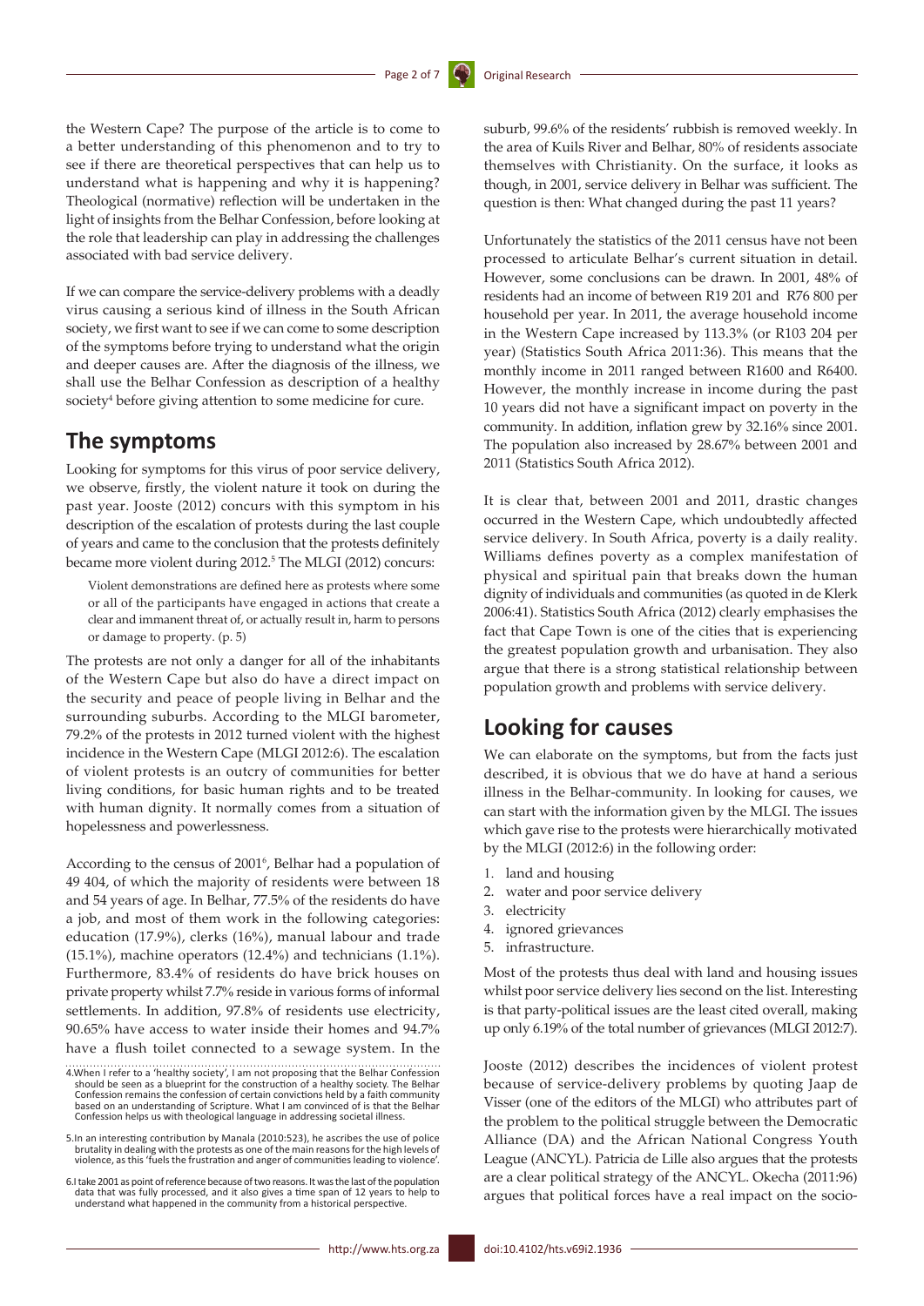the Western Cape? The purpose of the article is to come to a better understanding of this phenomenon and to try to see if there are theoretical perspectives that can help us to understand what is happening and why it is happening? Theological (normative) reflection will be undertaken in the light of insights from the Belhar Confession, before looking at the role that leadership can play in addressing the challenges associated with bad service delivery.

If we can compare the service-delivery problems with a deadly virus causing a serious kind of illness in the South African society, we first want to see if we can come to some description of the symptoms before trying to understand what the origin and deeper causes are. After the diagnosis of the illness, we shall use the Belhar Confession as description of a healthy society[4] before giving attention to some medicine for cure.

## The symptoms

Looking for symptoms for this virus of poor service delivery, we observe, firstly, the violent nature it took on during the past year. Jooste (2012) concurs with this symptom in his description of the escalation of protests during the last couple of years and came to the conclusion that the protests definitely became more violent during 2012.[5] The MLGI (2012) concurs:

> Violent demonstrations are defined here as protests where some or all of the participants have engaged in actions that create a clear and immanent threat of, or actually result in, harm to persons or damage to property. (p. 5)

The protests are not only a danger for all of the inhabitants of the Western Cape but also do have a direct impact on the security and peace of people living in Belhar and the surrounding suburbs. According to the MLGI barometer, 79.2% of the protests in 2012 turned violent with the highest incidence in the Western Cape (MLGI 2012:6). The escalation of violent protests is an outcry of communities for better living conditions, for basic human rights and to be treated with human dignity. It normally comes from a situation of hopelessness and powerlessness.

According to the census of 2001[6], Belhar had a population of 49 404, of which the majority of residents were between 18 and 54 years of age. In Belhar, 77.5% of the residents do have a job, and most of them work in the following categories: education (17.9%), clerks (16%), manual labour and trade (15.1%), machine operators (12.4%) and technicians (1.1%). Furthermore, 83.4% of residents do have brick houses on private property whilst 7.7% reside in various forms of informal settlements. In addition, 97.8% of residents use electricity, 90.65% have access to water inside their homes and 94.7% have a flush toilet connected to a sewage system. In the suburb, 99.6% of the residents' rubbish is removed weekly. In the area of Kuils River and Belhar, 80% of residents associate themselves with Christianity. On the surface, it looks as though, in 2001, service delivery in Belhar was sufficient. The question is then: What changed during the past 11 years?

Unfortunately the statistics of the 2011 census have not been processed to articulate Belhar's current situation in detail. However, some conclusions can be drawn. In 2001, 48% of residents had an income of between R19 201 and R76 800 per household per year. In 2011, the average household income in the Western Cape increased by 113.3% (or R103 204 per year) (Statistics South Africa 2011:36). This means that the monthly income in 2011 ranged between R1600 and R6400. However, the monthly increase in income during the past 10 years did not have a significant impact on poverty in the community. In addition, inflation grew by 32.16% since 2001. The population also increased by 28.67% between 2001 and 2011 (Statistics South Africa 2012).

It is clear that, between 2001 and 2011, drastic changes occurred in the Western Cape, which undoubtedly affected service delivery. In South Africa, poverty is a daily reality. Williams defines poverty as a complex manifestation of physical and spiritual pain that breaks down the human dignity of individuals and communities (as quoted in de Klerk 2006:41). Statistics South Africa (2012) clearly emphasises the fact that Cape Town is one of the cities that is experiencing the greatest population growth and urbanisation. They also argue that there is a strong statistical relationship between population growth and problems with service delivery.

## Looking for causes

We can elaborate on the symptoms, but from the facts just described, it is obvious that we do have at hand a serious illness in the Belhar-community. In looking for causes, we can start with the information given by the MLGI. The issues which gave rise to the protests were hierarchically motivated by the MLGI (2012:6) in the following order:

1. land and housing
2. water and poor service delivery
3. electricity
4. ignored grievances
5. infrastructure.

Most of the protests thus deal with land and housing issues whilst poor service delivery lies second on the list. Interesting is that party-political issues are the least cited overall, making up only 6.19% of the total number of grievances (MLGI 2012:7).

Jooste (2012) describes the incidences of violent protest because of service-delivery problems by quoting Jaap de Visser (one of the editors of the MLGI) who attributes part of the problem to the political struggle between the Democratic Alliance (DA) and the African National Congress Youth League (ANCYL). Patricia de Lille also argues that the protests are a clear political strategy of the ANCYL. Okecha (2011:96) argues that political forces have a real impact on the socio-

4. When I refer to a 'healthy society', I am not proposing that the Belhar Confession should be seen as a blueprint for the construction of a healthy society. The Belhar Confession remains the confession of certain convictions held by a faith community based on an understanding of Scripture. What I am convinced of is that the Belhar Confession helps us with theological language in addressing societal illness.

5. In an interesting contribution by Manala (2010:523), he ascribes the use of police brutality in dealing with the protests as one of the main reasons for the high levels of violence, as this 'fuels the frustration and anger of communities leading to violence'.

6. I take 2001 as point of reference because of two reasons. It was the last of the population data that was fully processed, and it also gives a time span of 12 years to help to understand what happened in the community from a historical perspective.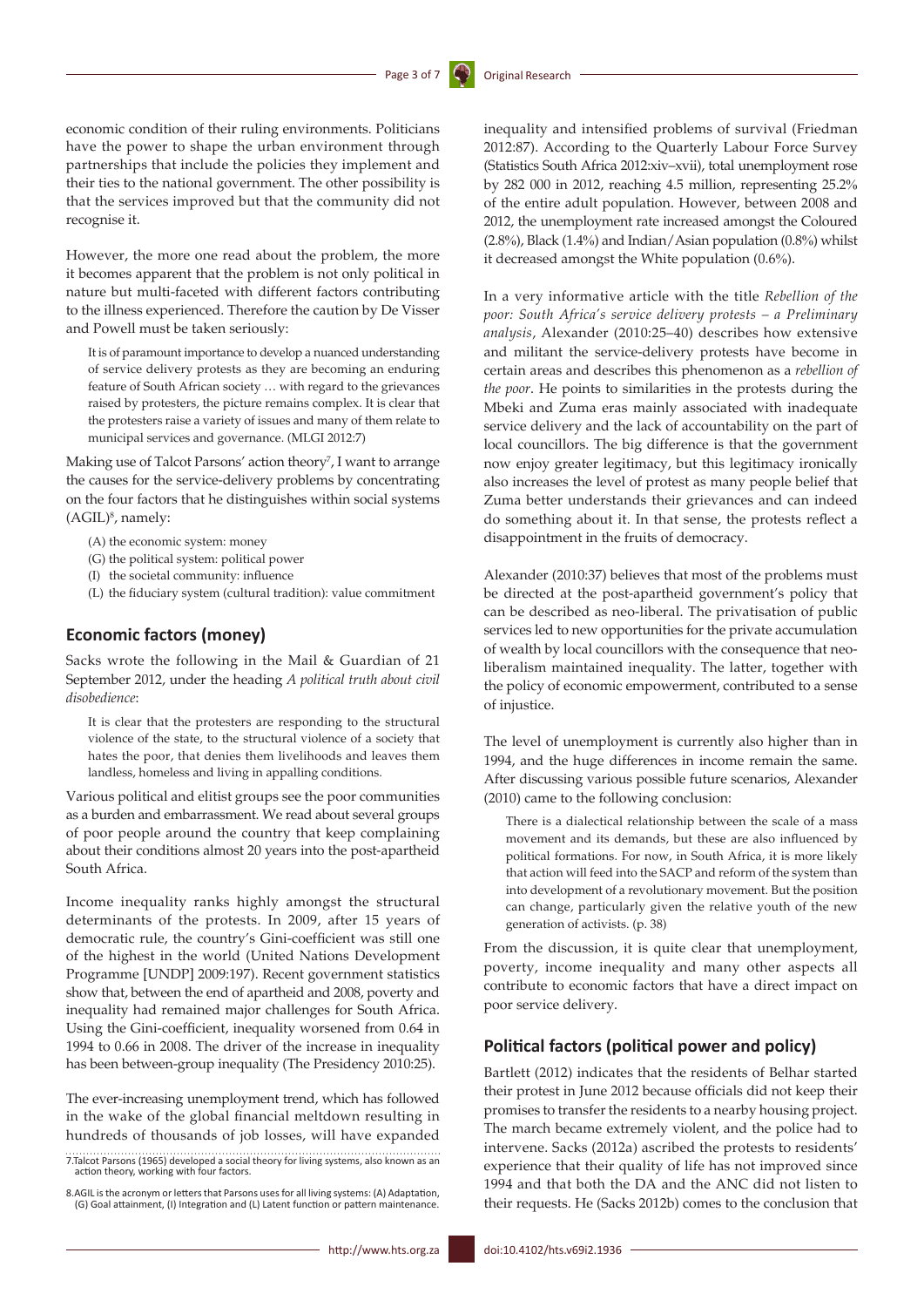economic condition of their ruling environments. Politicians have the power to shape the urban environment through partnerships that include the policies they implement and their ties to the national government. The other possibility is that the services improved but that the community did not recognise it.

However, the more one read about the problem, the more it becomes apparent that the problem is not only political in nature but multi-faceted with different factors contributing to the illness experienced. Therefore the caution by De Visser and Powell must be taken seriously:

> It is of paramount importance to develop a nuanced understanding of service delivery protests as they are becoming an enduring feature of South African society … with regard to the grievances raised by protesters, the picture remains complex. It is clear that the protesters raise a variety of issues and many of them relate to municipal services and governance. (MLGI 2012:7)

Making use of Talcot Parsons' action theory[7], I want to arrange the causes for the service-delivery problems by concentrating on the four factors that he distinguishes within social systems (AGIL)[8], namely:

- (A) the economic system: money
- (G) the political system: political power
- (I) the societal community: influence
- (L) the fiduciary system (cultural tradition): value commitment

## Economic factors (money)

Sacks wrote the following in the Mail & Guardian of 21 September 2012, under the heading *A political truth about civil disobedience*:

> It is clear that the protesters are responding to the structural violence of the state, to the structural violence of a society that hates the poor, that denies them livelihoods and leaves them landless, homeless and living in appalling conditions.

Various political and elitist groups see the poor communities as a burden and embarrassment. We read about several groups of poor people around the country that keep complaining about their conditions almost 20 years into the post-apartheid South Africa.

Income inequality ranks highly amongst the structural determinants of the protests. In 2009, after 15 years of democratic rule, the country's Gini-coefficient was still one of the highest in the world (United Nations Development Programme [UNDP] 2009:197). Recent government statistics show that, between the end of apartheid and 2008, poverty and inequality had remained major challenges for South Africa. Using the Gini-coefficient, inequality worsened from 0.64 in 1994 to 0.66 in 2008. The driver of the increase in inequality has been between-group inequality (The Presidency 2010:25).

The ever-increasing unemployment trend, which has followed in the wake of the global financial meltdown resulting in hundreds of thousands of job losses, will have expanded inequality and intensified problems of survival (Friedman 2012:87). According to the Quarterly Labour Force Survey (Statistics South Africa 2012:xiv–xvii), total unemployment rose by 282 000 in 2012, reaching 4.5 million, representing 25.2% of the entire adult population. However, between 2008 and 2012, the unemployment rate increased amongst the Coloured (2.8%), Black (1.4%) and Indian/Asian population (0.8%) whilst it decreased amongst the White population (0.6%).

In a very informative article with the title *Rebellion of the poor: South Africa's service delivery protests – a Preliminary analysis*, Alexander (2010:25–40) describes how extensive and militant the service-delivery protests have become in certain areas and describes this phenomenon as a *rebellion of the poor*. He points to similarities in the protests during the Mbeki and Zuma eras mainly associated with inadequate service delivery and the lack of accountability on the part of local councillors. The big difference is that the government now enjoy greater legitimacy, but this legitimacy ironically also increases the level of protest as many people belief that Zuma better understands their grievances and can indeed do something about it. In that sense, the protests reflect a disappointment in the fruits of democracy.

Alexander (2010:37) believes that most of the problems must be directed at the post-apartheid government's policy that can be described as neo-liberal. The privatisation of public services led to new opportunities for the private accumulation of wealth by local councillors with the consequence that neo-liberalism maintained inequality. The latter, together with the policy of economic empowerment, contributed to a sense of injustice.

The level of unemployment is currently also higher than in 1994, and the huge differences in income remain the same. After discussing various possible future scenarios, Alexander (2010) came to the following conclusion:

> There is a dialectical relationship between the scale of a mass movement and its demands, but these are also influenced by political formations. For now, in South Africa, it is more likely that action will feed into the SACP and reform of the system than into development of a revolutionary movement. But the position can change, particularly given the relative youth of the new generation of activists. (p. 38)

From the discussion, it is quite clear that unemployment, poverty, income inequality and many other aspects all contribute to economic factors that have a direct impact on poor service delivery.

## Political factors (political power and policy)

Bartlett (2012) indicates that the residents of Belhar started their protest in June 2012 because officials did not keep their promises to transfer the residents to a nearby housing project. The march became extremely violent, and the police had to intervene. Sacks (2012a) ascribed the protests to residents' experience that their quality of life has not improved since 1994 and that both the DA and the ANC did not listen to their requests. He (Sacks 2012b) comes to the conclusion that

7.Talcot Parsons (1965) developed a social theory for living systems, also known as an action theory, working with four factors.

8.AGIL is the acronym or letters that Parsons uses for all living systems: (A) Adaptation, (G) Goal attainment, (I) Integration and (L) Latent function or pattern maintenance.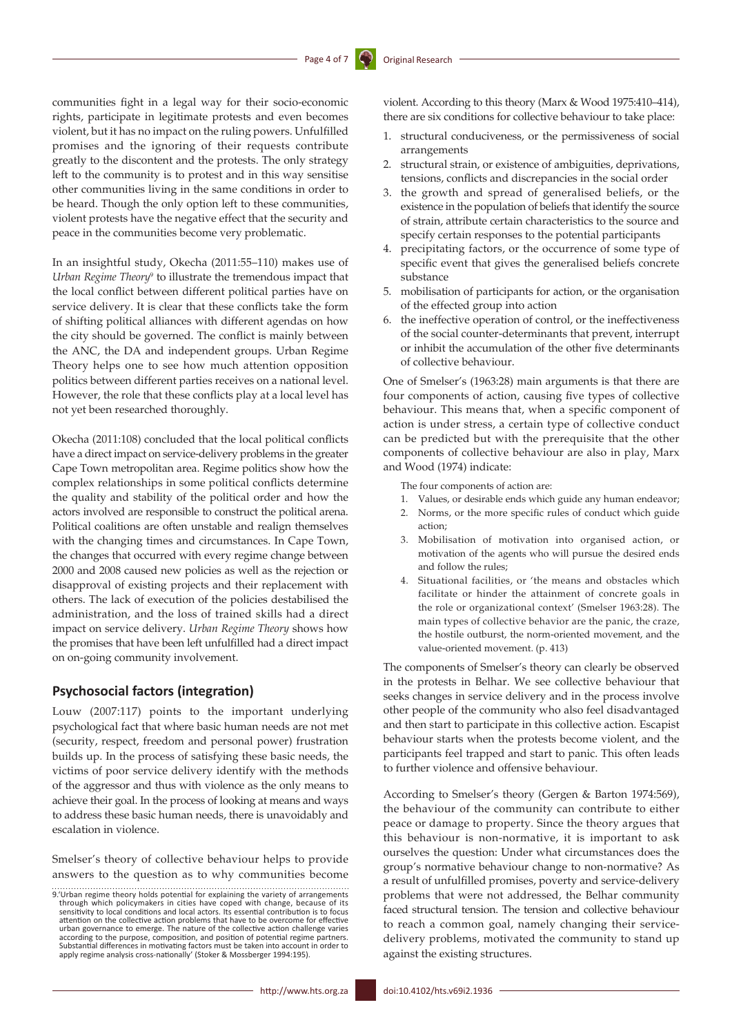communities fight in a legal way for their socio-economic rights, participate in legitimate protests and even becomes violent, but it has no impact on the ruling powers. Unfulfilled promises and the ignoring of their requests contribute greatly to the discontent and the protests. The only strategy left to the community is to protest and in this way sensitise other communities living in the same conditions in order to be heard. Though the only option left to these communities, violent protests have the negative effect that the security and peace in the communities become very problematic.

In an insightful study, Okecha (2011:55–110) makes use of *Urban Regime Theory*[9] to illustrate the tremendous impact that the local conflict between different political parties have on service delivery. It is clear that these conflicts take the form of shifting political alliances with different agendas on how the city should be governed. The conflict is mainly between the ANC, the DA and independent groups. Urban Regime Theory helps one to see how much attention opposition politics between different parties receives on a national level. However, the role that these conflicts play at a local level has not yet been researched thoroughly.

Okecha (2011:108) concluded that the local political conflicts have a direct impact on service-delivery problems in the greater Cape Town metropolitan area. Regime politics show how the complex relationships in some political conflicts determine the quality and stability of the political order and how the actors involved are responsible to construct the political arena. Political coalitions are often unstable and realign themselves with the changing times and circumstances. In Cape Town, the changes that occurred with every regime change between 2000 and 2008 caused new policies as well as the rejection or disapproval of existing projects and their replacement with others. The lack of execution of the policies destabilised the administration, and the loss of trained skills had a direct impact on service delivery. *Urban Regime Theory* shows how the promises that have been left unfulfilled had a direct impact on on-going community involvement.

## Psychosocial factors (integration)

Louw (2007:117) points to the important underlying psychological fact that where basic human needs are not met (security, respect, freedom and personal power) frustration builds up. In the process of satisfying these basic needs, the victims of poor service delivery identify with the methods of the aggressor and thus with violence as the only means to achieve their goal. In the process of looking at means and ways to address these basic human needs, there is unavoidably and escalation in violence.

Smelser's theory of collective behaviour helps to provide answers to the question as to why communities become violent. According to this theory (Marx & Wood 1975:410–414), there are six conditions for collective behaviour to take place:

1. structural conduciveness, or the permissiveness of social arrangements
2. structural strain, or existence of ambiguities, deprivations, tensions, conflicts and discrepancies in the social order
3. the growth and spread of generalised beliefs, or the existence in the population of beliefs that identify the source of strain, attribute certain characteristics to the source and specify certain responses to the potential participants
4. precipitating factors, or the occurrence of some type of specific event that gives the generalised beliefs concrete substance
5. mobilisation of participants for action, or the organisation of the effected group into action
6. the ineffective operation of control, or the ineffectiveness of the social counter-determinants that prevent, interrupt or inhibit the accumulation of the other five determinants of collective behaviour.

One of Smelser's (1963:28) main arguments is that there are four components of action, causing five types of collective behaviour. This means that, when a specific component of action is under stress, a certain type of collective conduct can be predicted but with the prerequisite that the other components of collective behaviour are also in play, Marx and Wood (1974) indicate:

> The four components of action are:
> 1. Values, or desirable ends which guide any human endeavor;
> 2. Norms, or the more specific rules of conduct which guide action;
> 3. Mobilisation of motivation into organised action, or motivation of the agents who will pursue the desired ends and follow the rules;
> 4. Situational facilities, or 'the means and obstacles which facilitate or hinder the attainment of concrete goals in the role or organizational context' (Smelser 1963:28). The main types of collective behavior are the panic, the craze, the hostile outburst, the norm-oriented movement, and the value-oriented movement. (p. 413)

The components of Smelser's theory can clearly be observed in the protests in Belhar. We see collective behaviour that seeks changes in service delivery and in the process involve other people of the community who also feel disadvantaged and then start to participate in this collective action. Escapist behaviour starts when the protests become violent, and the participants feel trapped and start to panic. This often leads to further violence and offensive behaviour.

According to Smelser's theory (Gergen & Barton 1974:569), the behaviour of the community can contribute to either peace or damage to property. Since the theory argues that this behaviour is non-normative, it is important to ask ourselves the question: Under what circumstances does the group's normative behaviour change to non-normative? As a result of unfulfilled promises, poverty and service-delivery problems that were not addressed, the Belhar community faced structural tension. The tension and collective behaviour to reach a common goal, namely changing their service-delivery problems, motivated the community to stand up against the existing structures.

9.'Urban regime theory holds potential for explaining the variety of arrangements through which policymakers in cities have coped with change, because of its sensitivity to local conditions and local actors. Its essential contribution is to focus attention on the collective action problems that have to be overcome for effective urban governance to emerge. The nature of the collective action challenge varies according to the purpose, composition, and position of potential regime partners. Substantial differences in motivating factors must be taken into account in order to apply regime analysis cross-nationally' (Stoker & Mossberger 1994:195).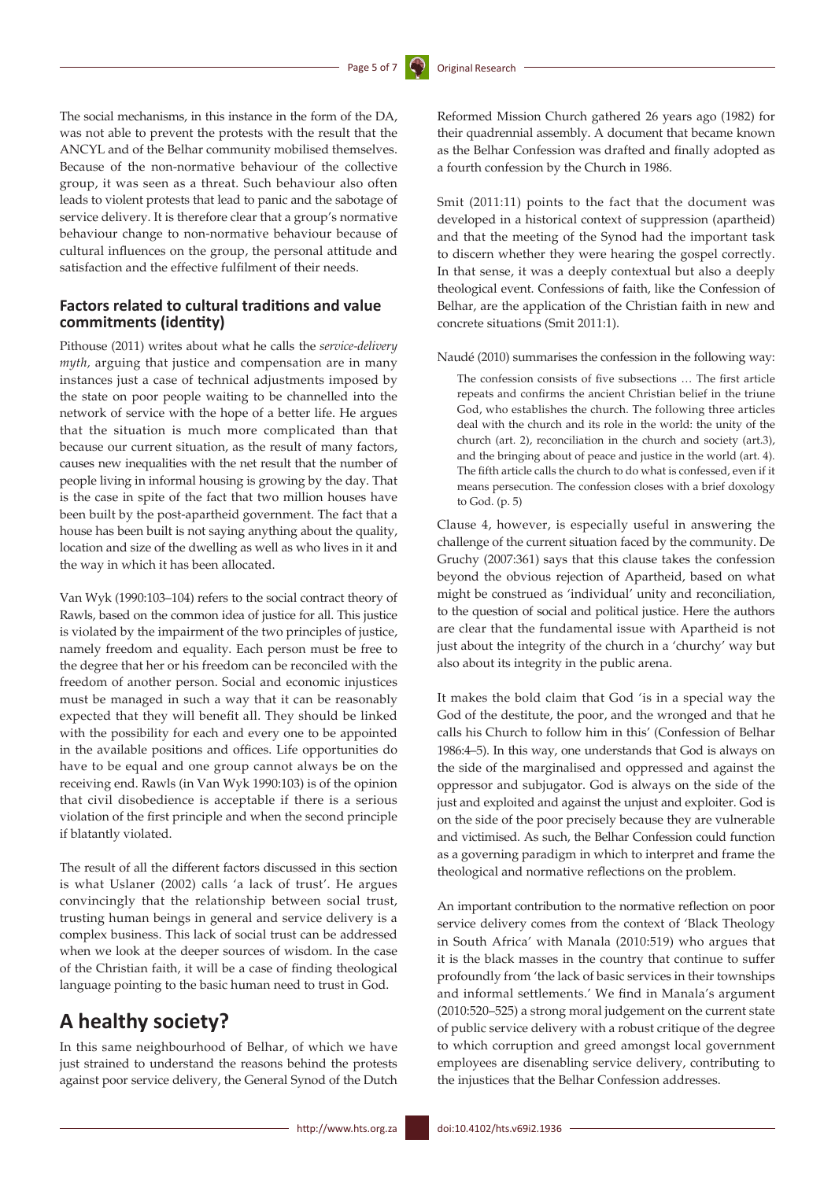The social mechanisms, in this instance in the form of the DA, was not able to prevent the protests with the result that the ANCYL and of the Belhar community mobilised themselves. Because of the non-normative behaviour of the collective group, it was seen as a threat. Such behaviour also often leads to violent protests that lead to panic and the sabotage of service delivery. It is therefore clear that a group's normative behaviour change to non-normative behaviour because of cultural influences on the group, the personal attitude and satisfaction and the effective fulfilment of their needs.

### Factors related to cultural traditions and value commitments (identity)

Pithouse (2011) writes about what he calls the *service-delivery myth,* arguing that justice and compensation are in many instances just a case of technical adjustments imposed by the state on poor people waiting to be channelled into the network of service with the hope of a better life. He argues that the situation is much more complicated than that because our current situation, as the result of many factors, causes new inequalities with the net result that the number of people living in informal housing is growing by the day. That is the case in spite of the fact that two million houses have been built by the post-apartheid government. The fact that a house has been built is not saying anything about the quality, location and size of the dwelling as well as who lives in it and the way in which it has been allocated.

Van Wyk (1990:103–104) refers to the social contract theory of Rawls, based on the common idea of justice for all. This justice is violated by the impairment of the two principles of justice, namely freedom and equality. Each person must be free to the degree that her or his freedom can be reconciled with the freedom of another person. Social and economic injustices must be managed in such a way that it can be reasonably expected that they will benefit all. They should be linked with the possibility for each and every one to be appointed in the available positions and offices. Life opportunities do have to be equal and one group cannot always be on the receiving end. Rawls (in Van Wyk 1990:103) is of the opinion that civil disobedience is acceptable if there is a serious violation of the first principle and when the second principle if blatantly violated.

The result of all the different factors discussed in this section is what Uslaner (2002) calls 'a lack of trust'. He argues convincingly that the relationship between social trust, trusting human beings in general and service delivery is a complex business. This lack of social trust can be addressed when we look at the deeper sources of wisdom. In the case of the Christian faith, it will be a case of finding theological language pointing to the basic human need to trust in God.

## A healthy society?

In this same neighbourhood of Belhar, of which we have just strained to understand the reasons behind the protests against poor service delivery, the General Synod of the Dutch Reformed Mission Church gathered 26 years ago (1982) for their quadrennial assembly. A document that became known as the Belhar Confession was drafted and finally adopted as a fourth confession by the Church in 1986.

Smit (2011:11) points to the fact that the document was developed in a historical context of suppression (apartheid) and that the meeting of the Synod had the important task to discern whether they were hearing the gospel correctly. In that sense, it was a deeply contextual but also a deeply theological event. Confessions of faith, like the Confession of Belhar, are the application of the Christian faith in new and concrete situations (Smit 2011:1).

Naudé (2010) summarises the confession in the following way:

> The confession consists of five subsections … The first article repeats and confirms the ancient Christian belief in the triune God, who establishes the church. The following three articles deal with the church and its role in the world: the unity of the church (art. 2), reconciliation in the church and society (art.3), and the bringing about of peace and justice in the world (art. 4). The fifth article calls the church to do what is confessed, even if it means persecution. The confession closes with a brief doxology to God. (p. 5)

Clause 4, however, is especially useful in answering the challenge of the current situation faced by the community. De Gruchy (2007:361) says that this clause takes the confession beyond the obvious rejection of Apartheid, based on what might be construed as 'individual' unity and reconciliation, to the question of social and political justice. Here the authors are clear that the fundamental issue with Apartheid is not just about the integrity of the church in a 'churchy' way but also about its integrity in the public arena.

It makes the bold claim that God 'is in a special way the God of the destitute, the poor, and the wronged and that he calls his Church to follow him in this' (Confession of Belhar 1986:4–5). In this way, one understands that God is always on the side of the marginalised and oppressed and against the oppressor and subjugator. God is always on the side of the just and exploited and against the unjust and exploiter. God is on the side of the poor precisely because they are vulnerable and victimised. As such, the Belhar Confession could function as a governing paradigm in which to interpret and frame the theological and normative reflections on the problem.

An important contribution to the normative reflection on poor service delivery comes from the context of 'Black Theology in South Africa' with Manala (2010:519) who argues that it is the black masses in the country that continue to suffer profoundly from 'the lack of basic services in their townships and informal settlements.' We find in Manala's argument (2010:520–525) a strong moral judgement on the current state of public service delivery with a robust critique of the degree to which corruption and greed amongst local government employees are disenabling service delivery, contributing to the injustices that the Belhar Confession addresses.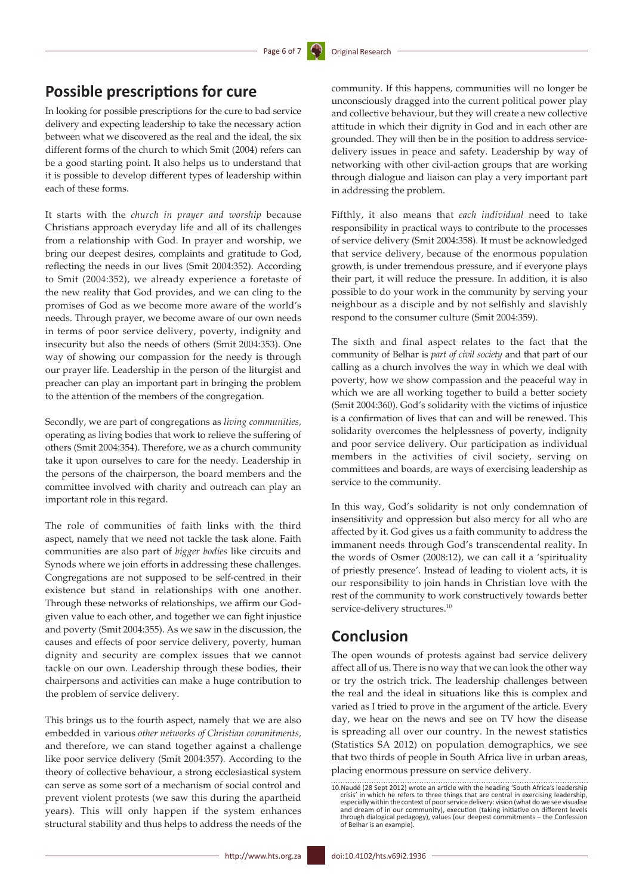## Possible prescriptions for cure

In looking for possible prescriptions for the cure to bad service delivery and expecting leadership to take the necessary action between what we discovered as the real and the ideal, the six different forms of the church to which Smit (2004) refers can be a good starting point. It also helps us to understand that it is possible to develop different types of leadership within each of these forms.

It starts with the *church in prayer and worship* because Christians approach everyday life and all of its challenges from a relationship with God. In prayer and worship, we bring our deepest desires, complaints and gratitude to God, reflecting the needs in our lives (Smit 2004:352). According to Smit (2004:352), we already experience a foretaste of the new reality that God provides, and we can cling to the promises of God as we become more aware of the world's needs. Through prayer, we become aware of our own needs in terms of poor service delivery, poverty, indignity and insecurity but also the needs of others (Smit 2004:353). One way of showing our compassion for the needy is through our prayer life. Leadership in the person of the liturgist and preacher can play an important part in bringing the problem to the attention of the members of the congregation.

Secondly, we are part of congregations as *living communities,* operating as living bodies that work to relieve the suffering of others (Smit 2004:354). Therefore, we as a church community take it upon ourselves to care for the needy. Leadership in the persons of the chairperson, the board members and the committee involved with charity and outreach can play an important role in this regard.

The role of communities of faith links with the third aspect, namely that we need not tackle the task alone. Faith communities are also part of *bigger bodies* like circuits and Synods where we join efforts in addressing these challenges. Congregations are not supposed to be self-centred in their existence but stand in relationships with one another. Through these networks of relationships, we affirm our God-given value to each other, and together we can fight injustice and poverty (Smit 2004:355). As we saw in the discussion, the causes and effects of poor service delivery, poverty, human dignity and security are complex issues that we cannot tackle on our own. Leadership through these bodies, their chairpersons and activities can make a huge contribution to the problem of service delivery.

This brings us to the fourth aspect, namely that we are also embedded in various *other networks of Christian commitments,* and therefore, we can stand together against a challenge like poor service delivery (Smit 2004:357). According to the theory of collective behaviour, a strong ecclesiastical system can serve as some sort of a mechanism of social control and prevent violent protests (we saw this during the apartheid years). This will only happen if the system enhances structural stability and thus helps to address the needs of the community. If this happens, communities will no longer be unconsciously dragged into the current political power play and collective behaviour, but they will create a new collective attitude in which their dignity in God and in each other are grounded. They will then be in the position to address service-delivery issues in peace and safety. Leadership by way of networking with other civil-action groups that are working through dialogue and liaison can play a very important part in addressing the problem.

Fifthly, it also means that *each individual* need to take responsibility in practical ways to contribute to the processes of service delivery (Smit 2004:358). It must be acknowledged that service delivery, because of the enormous population growth, is under tremendous pressure, and if everyone plays their part, it will reduce the pressure. In addition, it is also possible to do your work in the community by serving your neighbour as a disciple and by not selfishly and slavishly respond to the consumer culture (Smit 2004:359).

The sixth and final aspect relates to the fact that the community of Belhar is *part of civil society* and that part of our calling as a church involves the way in which we deal with poverty, how we show compassion and the peaceful way in which we are all working together to build a better society (Smit 2004:360). God's solidarity with the victims of injustice is a confirmation of lives that can and will be renewed. This solidarity overcomes the helplessness of poverty, indignity and poor service delivery. Our participation as individual members in the activities of civil society, serving on committees and boards, are ways of exercising leadership as service to the community.

In this way, God's solidarity is not only condemnation of insensitivity and oppression but also mercy for all who are affected by it. God gives us a faith community to address the immanent needs through God's transcendental reality. In the words of Osmer (2008:12), we can call it a 'spirituality of priestly presence'. Instead of leading to violent acts, it is our responsibility to join hands in Christian love with the rest of the community to work constructively towards better service-delivery structures.[10]

## Conclusion

The open wounds of protests against bad service delivery affect all of us. There is no way that we can look the other way or try the ostrich trick. The leadership challenges between the real and the ideal in situations like this is complex and varied as I tried to prove in the argument of the article. Every day, we hear on the news and see on TV how the disease is spreading all over our country. In the newest statistics (Statistics SA 2012) on population demographics, we see that two thirds of people in South Africa live in urban areas, placing enormous pressure on service delivery.

10. Naudé (28 Sept 2012) wrote an article with the heading 'South Africa's leadership crisis' in which he refers to three things that are central in exercising leadership, especially within the context of poor service delivery: vision (what do we see visualise and dream of in our community), execution (taking initiative on different levels through dialogical pedagogy), values (our deepest commitments – the Confession of Belhar is an example).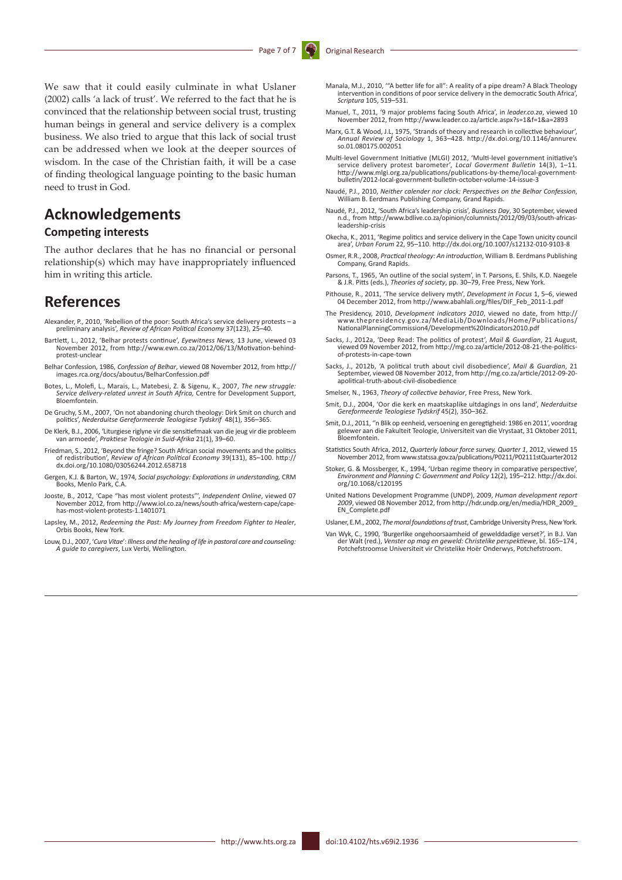We saw that it could easily culminate in what Uslaner (2002) calls 'a lack of trust'. We referred to the fact that he is convinced that the relationship between social trust, trusting human beings in general and service delivery is a complex business. We also tried to argue that this lack of social trust can be addressed when we look at the deeper sources of wisdom. In the case of the Christian faith, it will be a case of finding theological language pointing to the basic human need to trust in God.

# Acknowledgements

## Competing interests

The author declares that he has no financial or personal relationship(s) which may have inappropriately influenced him in writing this article.

# References

Alexander, P., 2010, 'Rebellion of the poor: South Africa's service delivery protests – a preliminary analysis', *Review of African Political Economy* 37(123), 25–40.

Bartlett, L., 2012, 'Belhar protests continue', *Eyewitness News,* 13 June, viewed 03 November 2012, from http://www.ewn.co.za/2012/06/13/Motivation-behind-protest-unclear

Belhar Confession, 1986, *Confession of Belhar*, viewed 08 November 2012, from http://images.rca.org/docs/aboutus/BelharConfession.pdf

Botes, L., Molefi, L., Marais, L., Matebesi, Z. & Sigenu, K., 2007, *The new struggle: Service delivery-related unrest in South Africa,* Centre for Development Support, Bloemfontein.

De Gruchy, S.M., 2007, 'On not abandoning church theology: Dirk Smit on church and politics', *Nederduitse Gereformeerde Teologiese Tydskrif* 48(1), 356–365.

De Klerk, B.J., 2006, 'Liturgiese riglyne vir die sensitiefmaak van die jeug vir die probleem van armoede', *Praktiese Teologie in Suid-Afrika* 21(1), 39–60.

Friedman, S., 2012, 'Beyond the fringe? South African social movements and the politics of redistribution', *Review of African Political Economy* 39(131), 85–100. http://dx.doi.org/10.1080/03056244.2012.658718

Gergen, K.J. & Barton, W., 1974, *Social psychology: Explorations in understanding,* CRM Books, Menlo Park, C.A.

Jooste, B., 2012, 'Cape "has most violent protests"', *Independent Online*, viewed 07 November 2012, from http://www.iol.co.za/news/south-africa/western-cape/cape-has-most-violent-protests-1.1401071

Lapsley, M., 2012, *Redeeming the Past: My Journey from Freedom Fighter to Healer*, Orbis Books, New York.

Louw, D.J., 2007, '*Cura Vitae*': *Illness and the healing of life in pastoral care and counseling: A guide to caregivers*, Lux Verbi, Wellington.

Manala, M.J., 2010, '"A better life for all": A reality of a pipe dream? A Black Theology intervention in conditions of poor service delivery in the democratic South Africa', *Scriptura* 105, 519–531.

Manuel, T., 2011, '9 major problems facing South Africa', in *leader.co.za*, viewed 10 November 2012, from http://www.leader.co.za/article.aspx?s=1&f=1&a=2893

Marx, G.T. & Wood, J.L, 1975, 'Strands of theory and research in collective behaviour', *Annual Review of Sociology* 1, 363–428. http://dx.doi.org/10.1146/annurev.so.01.080175.002051

Multi-level Government Initiative (MLGI) 2012, 'Multi-level government initiative's service delivery protest barometer', *Local Goverment Bulletin* 14(3), 1–11. http://www.mlgi.org.za/publications/publications-by-theme/local-government-bulletin/2012-local-government-bulletin-october-volume-14-issue-3

Naudé, P.J., 2010, *Neither calender nor clock: Perspectives on the Belhar Confession*, William B. Eerdmans Publishing Company, Grand Rapids.

Naudé, P.J., 2012, 'South Africa's leadership crisis', *Business Day*, 30 September, viewed n.d., from http://www.bdlive.co.za/opinion/columnists/2012/09/03/south-africas-leadership-crisis

Okecha, K., 2011, 'Regime politics and service delivery in the Cape Town unicity council area', *Urban Forum* 22, 95–110. http://dx.doi.org/10.1007/s12132-010-9103-8

Osmer, R.R., 2008, *Practical theology: An introduction*, William B. Eerdmans Publishing Company, Grand Rapids.

Parsons, T., 1965, 'An outline of the social system', in T. Parsons, E. Shils, K.D. Naegele & J.R. Pitts (eds.), *Theories of society*, pp. 30–79, Free Press, New York.

Pithouse, R., 2011, 'The service delivery myth', *Development in Focus* 1, 5–6, viewed 04 December 2012, from http://www.abahlali.org/files/DIF_Feb_2011-1.pdf

The Presidency, 2010, *Development indicators 2010*, viewed no date, from http://www.thepresidency.gov.za/MediaLib/Downloads/Home/Publications/NationalPlanningCommission4/Development%20Indicators2010.pdf

Sacks, J., 2012a, 'Deep Read: The politics of protest', *Mail & Guardian*, 21 August, viewed 09 November 2012, from http://mg.co.za/article/2012-08-21-the-politics-of-protests-in-cape-town

Sacks, J., 2012b, 'A political truth about civil disobedience', *Mail & Guardian*, 21 September, viewed 08 November 2012, from http://mg.co.za/article/2012-09-20-apolitical-truth-about-civil-disobedience

Smelser, N., 1963, *Theory of collective behavior*, Free Press, New York.

Smit, D.J., 2004, 'Oor die kerk en maatskaplike uitdagings in ons land', *Nederduitse Gereformeerde Teologiese Tydskrif* 45(2), 350–362.

Smit, D.J., 2011, ''n Blik op eenheid, versoening en geregtigheid: 1986 en 2011', voordrag gelewer aan die Fakulteit Teologie, Universiteit van die Vrystaat, 31 Oktober 2011, Bloemfontein.

Statistics South Africa, 2012, *Quarterly labour force survey, Quarter 1*, 2012, viewed 15 November 2012, from www.statssa.gov.za/publications/P0211/P02111stQuarter2012

Stoker, G. & Mossberger, K., 1994, 'Urban regime theory in comparative perspective', *Environment and Planning C: Government and Policy* 12(2), 195–212. http://dx.doi.org/10.1068/c120195

United Nations Development Programme (UNDP), 2009, *Human development report 2009*, viewed 08 November 2012, from http://hdr.undp.org/en/media/HDR_2009_EN_Complete.pdf

Uslaner, E.M., 2002, *The moral foundations of trust*, Cambridge University Press, New York.

Van Wyk, C., 1990, 'Burgerlike ongehoorsaamheid of gewelddadige verset?', in B.J. Van der Walt (red.), *Venster op mag en geweld: Christelike perspektiewe*, bl. 165–174 , Potchefstroomse Universiteit vir Christelike Hoër Onderwys, Potchefstroom.